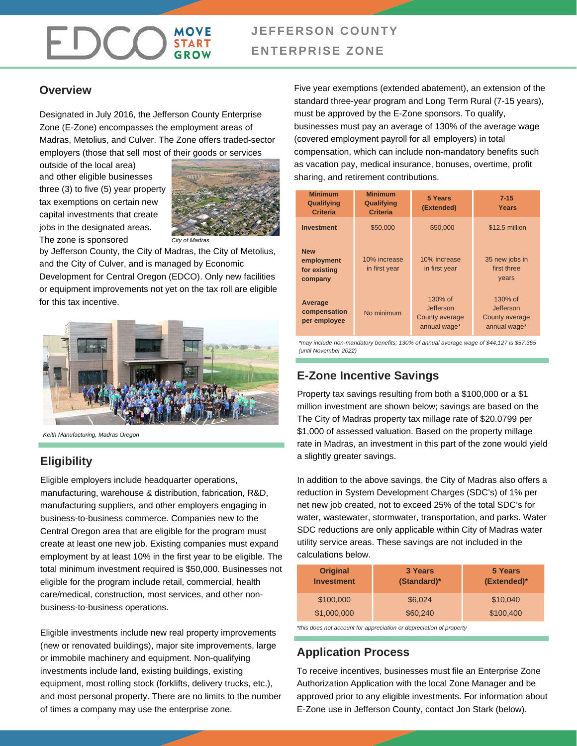# JEFFERSON COUNTY ENTERPRISE ZONE

## Overview

Designated in July 2016, the Jefferson County Enterprise Zone (E-Zone) encompasses the employment areas of Madras, Metolius, and Culver. The Zone offers traded-sector employers (those that sell most of their goods or services outside of the local area) and other eligible businesses three (3) to five (5) year property tax exemptions on certain new capital investments that create jobs in the designated areas. The zone is sponsored by Jefferson County, the City of Madras, the City of Metolius, and the City of Culver, and is managed by Economic Development for Central Oregon (EDCO). Only new facilities or equipment improvements not yet on the tax roll are eligible for this tax incentive.

*City of Madras*

*Keith Manufacturing, Madras Oregon*

## Eligibility

Eligible employers include headquarter operations, manufacturing, warehouse & distribution, fabrication, R&D, manufacturing suppliers, and other employers engaging in business-to-business commerce. Companies new to the Central Oregon area that are eligible for the program must create at least one new job. Existing companies must expand employment by at least 10% in the first year to be eligible. The total minimum investment required is $50,000. Businesses not eligible for the program include retail, commercial, health care/medical, construction, most services, and other non-business-to-business operations.

Eligible investments include new real property improvements (new or renovated buildings), major site improvements, large or immobile machinery and equipment. Non-qualifying investments include land, existing buildings, existing equipment, most rolling stock (forklifts, delivery trucks, etc.), and most personal property. There are no limits to the number of times a company may use the enterprise zone.

Five year exemptions (extended abatement), an extension of the standard three-year program and Long Term Rural (7-15 years), must be approved by the E-Zone sponsors. To qualify, businesses must pay an average of 130% of the average wage (covered employment payroll for all employers) in total compensation, which can include non-mandatory benefits such as vacation pay, medical insurance, bonuses, overtime, profit sharing, and retirement contributions.

| Minimum Qualifying Criteria | Minimum Qualifying Criteria | 5 Years (Extended) | 7-15 Years |
|---|---|---|---|
| **Investment** | $50,000 | $50,000 | $12.5 million |
| **New employment for existing company** | 10% increase in first year | 10% increase in first year | 35 new jobs in first three years |
| **Average compensation per employee** | No minimum | 130% of Jefferson County average annual wage* | 130% of Jefferson County average annual wage* |

*\*may include non-mandatory benefits; 130% of annual average wage of $44,127 is $57,365 (until November 2022)*

## E-Zone Incentive Savings

Property tax savings resulting from both a $100,000 or a $1 million investment are shown below; savings are based on the The City of Madras property tax millage rate of $20.0799 per $1,000 of assessed valuation. Based on the property millage rate in Madras, an investment in this part of the zone would yield a slightly greater savings.

In addition to the above savings, the City of Madras also offers a reduction in System Development Charges (SDC's) of 1% per net new job created, not to exceed 25% of the total SDC's for water, wastewater, stormwater, transportation, and parks. Water SDC reductions are only applicable within City of Madras water utility service areas. These savings are not included in the calculations below.

| Original Investment | 3 Years (Standard)* | 5 Years (Extended)* |
|---|---|---|
| $100,000 | $6,024 | $10,040 |
| $1,000,000 | $60,240 | $100,400 |

*\*this does not account for appreciation or depreciation of property*

## Application Process

To receive incentives, businesses must file an Enterprise Zone Authorization Application with the local Zone Manager and be approved prior to any eligible investments. For information about E-Zone use in Jefferson County, contact Jon Stark (below).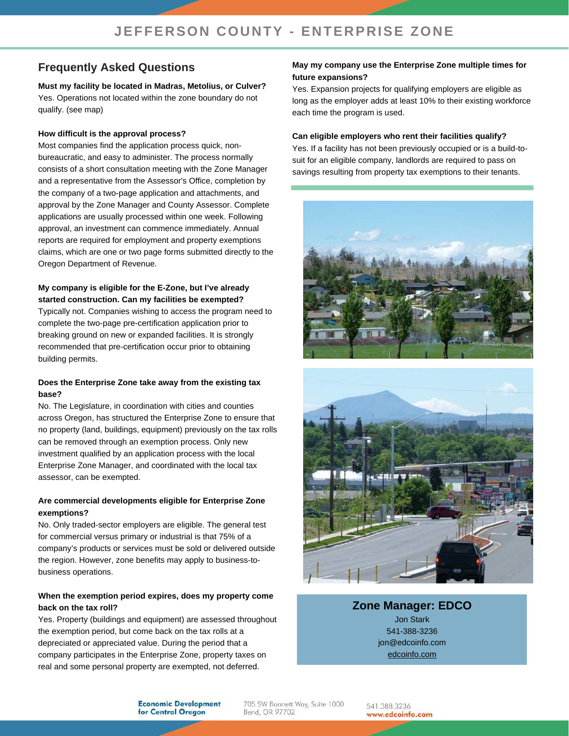## Frequently Asked Questions

**Must my facility be located in Madras, Metolius, or Culver?**
Yes. Operations not located within the zone boundary do not qualify. (see map)

**How difficult is the approval process?**
Most companies find the application process quick, non-bureaucratic, and easy to administer. The process normally consists of a short consultation meeting with the Zone Manager and a representative from the Assessor's Office, completion by the company of a two-page application and attachments, and approval by the Zone Manager and County Assessor. Complete applications are usually processed within one week. Following approval, an investment can commence immediately. Annual reports are required for employment and property exemptions claims, which are one or two page forms submitted directly to the Oregon Department of Revenue.

**My company is eligible for the E-Zone, but I've already started construction. Can my facilities be exempted?**
Typically not. Companies wishing to access the program need to complete the two-page pre-certification application prior to breaking ground on new or expanded facilities. It is strongly recommended that pre-certification occur prior to obtaining building permits.

**Does the Enterprise Zone take away from the existing tax base?**
No. The Legislature, in coordination with cities and counties across Oregon, has structured the Enterprise Zone to ensure that no property (land, buildings, equipment) previously on the tax rolls can be removed through an exemption process. Only new investment qualified by an application process with the local Enterprise Zone Manager, and coordinated with the local tax assessor, can be exempted.

**Are commercial developments eligible for Enterprise Zone exemptions?**
No. Only traded-sector employers are eligible. The general test for commercial versus primary or industrial is that 75% of a company's products or services must be sold or delivered outside the region. However, zone benefits may apply to business-to-business operations.

**When the exemption period expires, does my property come back on the tax roll?**
Yes. Property (buildings and equipment) are assessed throughout the exemption period, but come back on the tax rolls at a depreciated or appreciated value. During the period that a company participates in the Enterprise Zone, property taxes on real and some personal property are exempted, not deferred.

**May my company use the Enterprise Zone multiple times for future expansions?**
Yes. Expansion projects for qualifying employers are eligible as long as the employer adds at least 10% to their existing workforce each time the program is used.

**Can eligible employers who rent their facilities qualify?**
Yes. If a facility has not been previously occupied or is a build-to-suit for an eligible company, landlords are required to pass on savings resulting from property tax exemptions to their tenants.

**Zone Manager: EDCO**

Jon Stark
541-388-3236
jon@edcoinfo.com
edcoinfo.com

Economic Development for Central Oregon
705 SW Bonnett Way, Suite 1000
Bend, OR 97702
541.388.3236
www.edcoinfo.com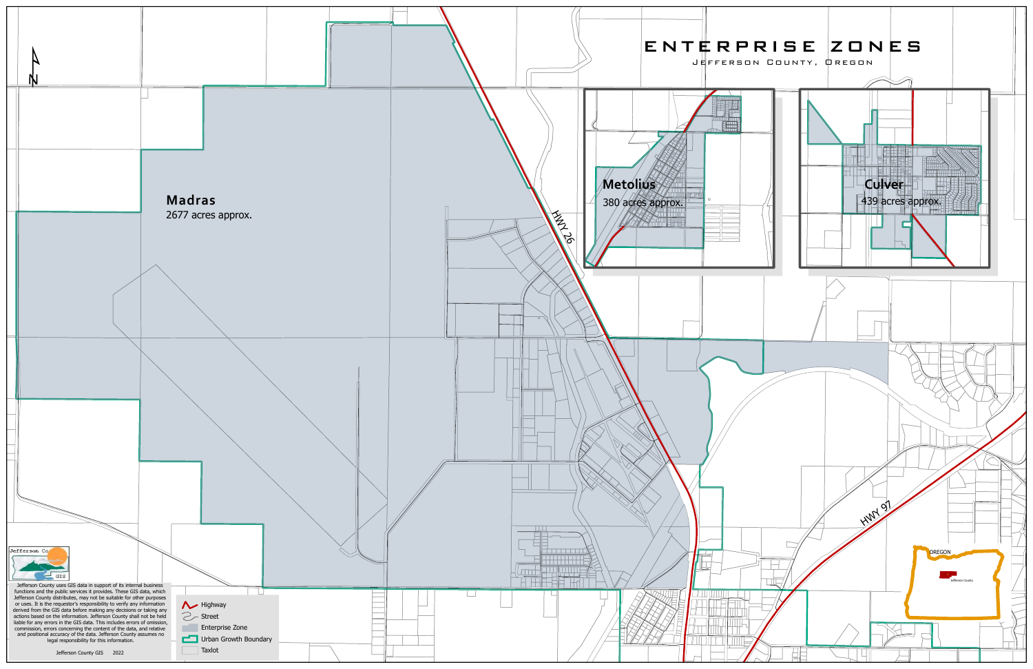# ENTERPRISE ZONES

Jefferson County, Oregon

**Madras**
2677 acres approx.

**Metolius**
380 acres approx.

**Culver**
439 acres approx.

HWY 26

HWY 97

OREGON

Jefferson County

Jefferson County GIS

Jefferson County uses GIS data in support of its internal business functions and the public services it provides. These GIS data, which Jefferson County distributes, may not be suitable for other purposes or uses. It is the requestor's responsibility to verify any information derived from the GIS data before making any decisions or taking any actions based on the information. Jefferson County shall not be held liable for any errors in the GIS data. This includes errors of omission, commission, errors concerning the content of the data, and relative and positional accuracy of the data. Jefferson County assumes no legal responsibility for this information.

Jefferson County GIS 2022

- Highway
- Street
- Enterprise Zone
- Urban Growth Boundary
- Taxlot